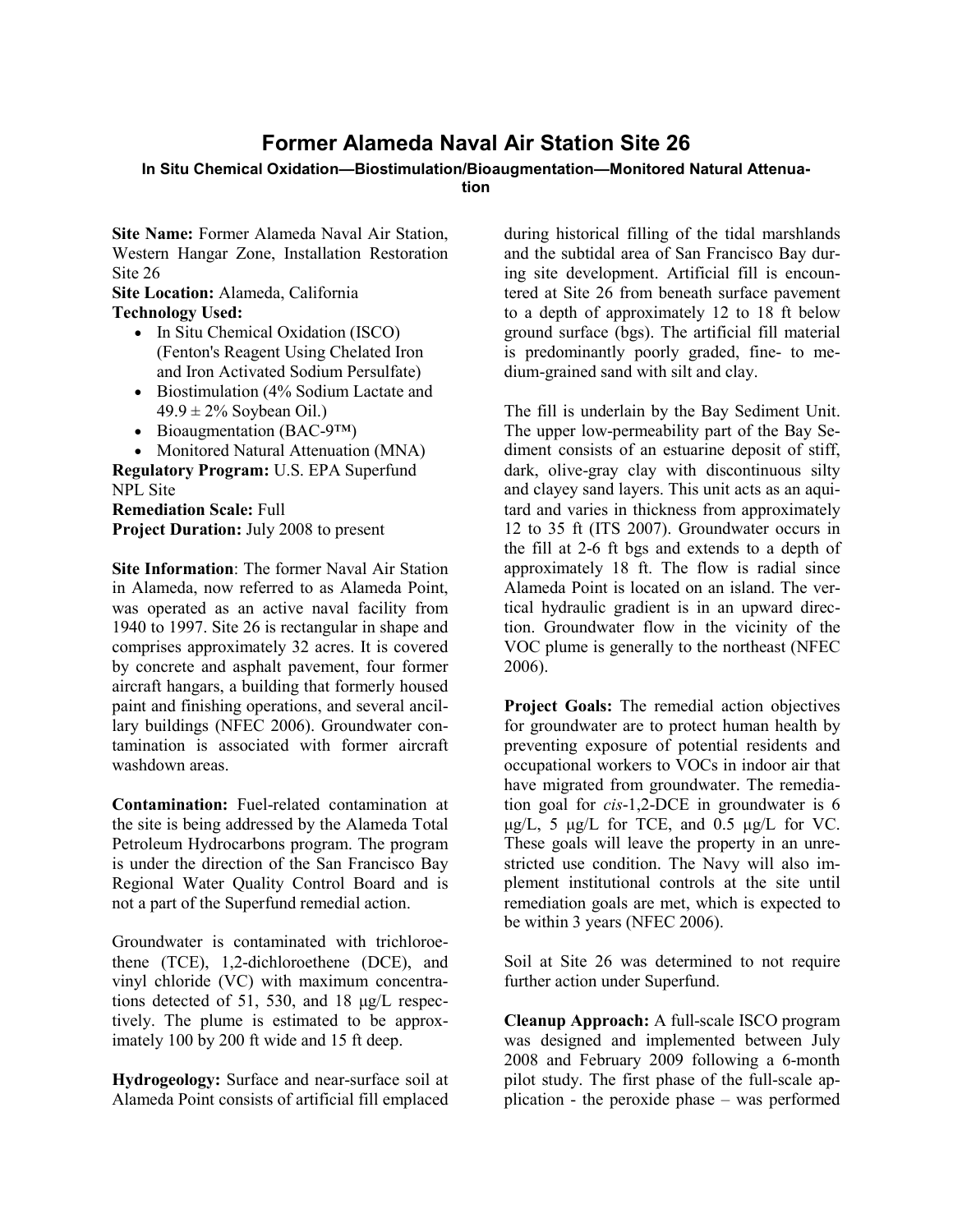# Former Alameda Naval Air Station Site 26

### In Situ Chemical Oxidation—Biostimulation/Bioaugmentation—Monitored Natural Attenuation

**Site Name:** Former Alameda Naval Air Station, Western Hangar Zone, Installation Restoration Site 26

**Site Location:** Alameda, California

**Technology Used:**

- In Situ Chemical Oxidation (ISCO) (Fenton's Reagent Using Chelated Iron and Iron Activated Sodium Persulfate)
- Biostimulation (4% Sodium Lactate and 49.9 ± 2% Soybean Oil.)
- Bioaugmentation (BAC-9™)
- Monitored Natural Attenuation (MNA)

**Regulatory Program:** U.S. EPA Superfund NPL Site

**Remediation Scale:** Full

**Project Duration:** July 2008 to present

**Site Information**: The former Naval Air Station in Alameda, now referred to as Alameda Point, was operated as an active naval facility from 1940 to 1997. Site 26 is rectangular in shape and comprises approximately 32 acres. It is covered by concrete and asphalt pavement, four former aircraft hangars, a building that formerly housed paint and finishing operations, and several ancillary buildings (NFEC 2006). Groundwater contamination is associated with former aircraft washdown areas.

**Contamination:** Fuel-related contamination at the site is being addressed by the Alameda Total Petroleum Hydrocarbons program. The program is under the direction of the San Francisco Bay Regional Water Quality Control Board and is not a part of the Superfund remedial action.

Groundwater is contaminated with trichloroethene (TCE), 1,2-dichloroethene (DCE), and vinyl chloride (VC) with maximum concentrations detected of 51, 530, and 18 μg/L respectively. The plume is estimated to be approximately 100 by 200 ft wide and 15 ft deep.

**Hydrogeology:** Surface and near-surface soil at Alameda Point consists of artificial fill emplaced during historical filling of the tidal marshlands and the subtidal area of San Francisco Bay during site development. Artificial fill is encountered at Site 26 from beneath surface pavement to a depth of approximately 12 to 18 ft below ground surface (bgs). The artificial fill material is predominantly poorly graded, fine- to medium-grained sand with silt and clay.

The fill is underlain by the Bay Sediment Unit. The upper low-permeability part of the Bay Sediment consists of an estuarine deposit of stiff, dark, olive-gray clay with discontinuous silty and clayey sand layers. This unit acts as an aquitard and varies in thickness from approximately 12 to 35 ft (ITS 2007). Groundwater occurs in the fill at 2-6 ft bgs and extends to a depth of approximately 18 ft. The flow is radial since Alameda Point is located on an island. The vertical hydraulic gradient is in an upward direction. Groundwater flow in the vicinity of the VOC plume is generally to the northeast (NFEC 2006).

**Project Goals:** The remedial action objectives for groundwater are to protect human health by preventing exposure of potential residents and occupational workers to VOCs in indoor air that have migrated from groundwater. The remediation goal for *cis*-1,2-DCE in groundwater is 6 μg/L, 5 μg/L for TCE, and 0.5 μg/L for VC. These goals will leave the property in an unrestricted use condition. The Navy will also implement institutional controls at the site until remediation goals are met, which is expected to be within 3 years (NFEC 2006).

Soil at Site 26 was determined to not require further action under Superfund.

**Cleanup Approach:** A full-scale ISCO program was designed and implemented between July 2008 and February 2009 following a 6-month pilot study. The first phase of the full-scale application - the peroxide phase – was performed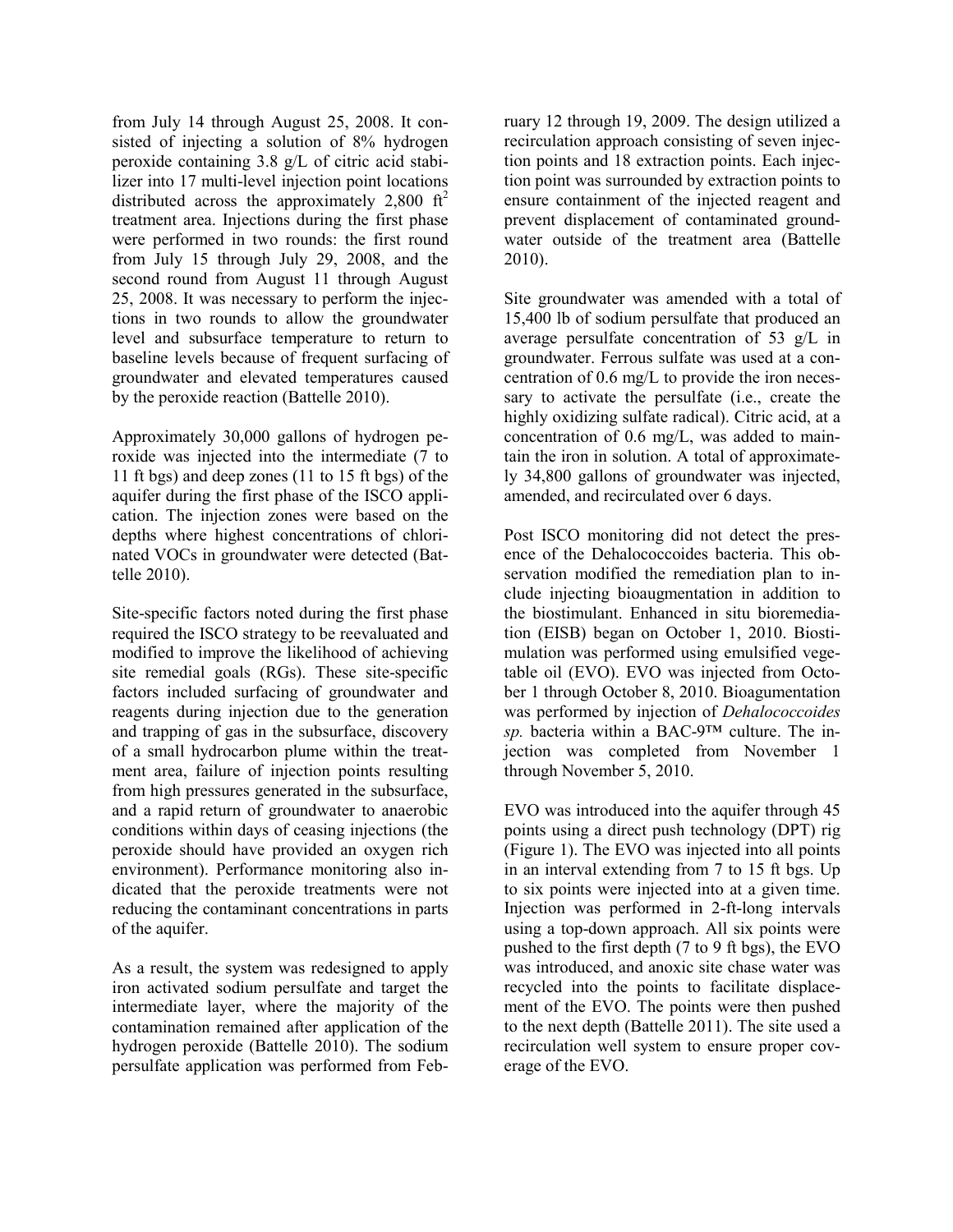from July 14 through August 25, 2008. It consisted of injecting a solution of 8% hydrogen peroxide containing 3.8 g/L of citric acid stabilizer into 17 multi-level injection point locations distributed across the approximately 2,800 $ft^2$ treatment area. Injections during the first phase were performed in two rounds: the first round from July 15 through July 29, 2008, and the second round from August 11 through August 25, 2008. It was necessary to perform the injections in two rounds to allow the groundwater level and subsurface temperature to return to baseline levels because of frequent surfacing of groundwater and elevated temperatures caused by the peroxide reaction (Battelle 2010).

Approximately 30,000 gallons of hydrogen peroxide was injected into the intermediate (7 to 11 ft bgs) and deep zones (11 to 15 ft bgs) of the aquifer during the first phase of the ISCO application. The injection zones were based on the depths where highest concentrations of chlorinated VOCs in groundwater were detected (Battelle 2010).

Site-specific factors noted during the first phase required the ISCO strategy to be reevaluated and modified to improve the likelihood of achieving site remedial goals (RGs). These site-specific factors included surfacing of groundwater and reagents during injection due to the generation and trapping of gas in the subsurface, discovery of a small hydrocarbon plume within the treatment area, failure of injection points resulting from high pressures generated in the subsurface, and a rapid return of groundwater to anaerobic conditions within days of ceasing injections (the peroxide should have provided an oxygen rich environment). Performance monitoring also indicated that the peroxide treatments were not reducing the contaminant concentrations in parts of the aquifer.

As a result, the system was redesigned to apply iron activated sodium persulfate and target the intermediate layer, where the majority of the contamination remained after application of the hydrogen peroxide (Battelle 2010). The sodium persulfate application was performed from February 12 through 19, 2009. The design utilized a recirculation approach consisting of seven injection points and 18 extraction points. Each injection point was surrounded by extraction points to ensure containment of the injected reagent and prevent displacement of contaminated groundwater outside of the treatment area (Battelle 2010).

Site groundwater was amended with a total of 15,400 lb of sodium persulfate that produced an average persulfate concentration of 53 g/L in groundwater. Ferrous sulfate was used at a concentration of 0.6 mg/L to provide the iron necessary to activate the persulfate (i.e., create the highly oxidizing sulfate radical). Citric acid, at a concentration of 0.6 mg/L, was added to maintain the iron in solution. A total of approximately 34,800 gallons of groundwater was injected, amended, and recirculated over 6 days.

Post ISCO monitoring did not detect the presence of the Dehalococcoides bacteria. This observation modified the remediation plan to include injecting bioaugmentation in addition to the biostimulant. Enhanced in situ bioremediation (EISB) began on October 1, 2010. Biostimulation was performed using emulsified vegetable oil (EVO). EVO was injected from October 1 through October 8, 2010. Bioagumentation was performed by injection of *Dehalococcoides sp.* bacteria within a BAC-9™ culture. The injection was completed from November 1 through November 5, 2010.

EVO was introduced into the aquifer through 45 points using a direct push technology (DPT) rig (Figure 1). The EVO was injected into all points in an interval extending from 7 to 15 ft bgs. Up to six points were injected into at a given time. Injection was performed in 2-ft-long intervals using a top-down approach. All six points were pushed to the first depth (7 to 9 ft bgs), the EVO was introduced, and anoxic site chase water was recycled into the points to facilitate displacement of the EVO. The points were then pushed to the next depth (Battelle 2011). The site used a recirculation well system to ensure proper coverage of the EVO.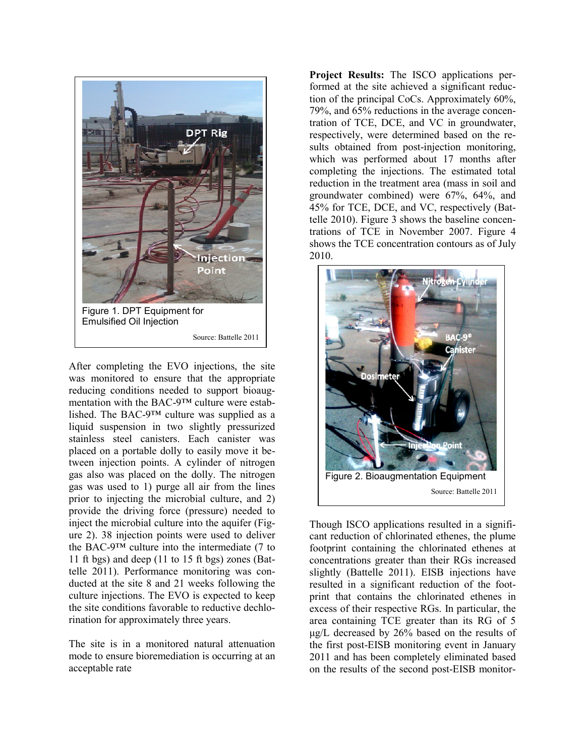Figure 1. DPT Equipment for Emulsified Oil Injection

Source: Battelle 2011

After completing the EVO injections, the site was monitored to ensure that the appropriate reducing conditions needed to support bioaugmentation with the BAC-9™ culture were established. The BAC-9™ culture was supplied as a liquid suspension in two slightly pressurized stainless steel canisters. Each canister was placed on a portable dolly to easily move it between injection points. A cylinder of nitrogen gas also was placed on the dolly. The nitrogen gas was used to 1) purge all air from the lines prior to injecting the microbial culture, and 2) provide the driving force (pressure) needed to inject the microbial culture into the aquifer (Figure 2). 38 injection points were used to deliver the BAC-9™ culture into the intermediate (7 to 11 ft bgs) and deep (11 to 15 ft bgs) zones (Battelle 2011). Performance monitoring was conducted at the site 8 and 21 weeks following the culture injections. The EVO is expected to keep the site conditions favorable to reductive dechlorination for approximately three years.

The site is in a monitored natural attenuation mode to ensure bioremediation is occurring at an acceptable rate

**Project Results:** The ISCO applications performed at the site achieved a significant reduction of the principal CoCs. Approximately 60%, 79%, and 65% reductions in the average concentration of TCE, DCE, and VC in groundwater, respectively, were determined based on the results obtained from post-injection monitoring, which was performed about 17 months after completing the injections. The estimated total reduction in the treatment area (mass in soil and groundwater combined) were 67%, 64%, and 45% for TCE, DCE, and VC, respectively (Battelle 2010). Figure 3 shows the baseline concentrations of TCE in November 2007. Figure 4 shows the TCE concentration contours as of July 2010.

Figure 2. Bioaugmentation Equipment

Source: Battelle 2011

Though ISCO applications resulted in a significant reduction of chlorinated ethenes, the plume footprint containing the chlorinated ethenes at concentrations greater than their RGs increased slightly (Battelle 2011). EISB injections have resulted in a significant reduction of the footprint that contains the chlorinated ethenes in excess of their respective RGs. In particular, the area containing TCE greater than its RG of 5 μg/L decreased by 26% based on the results of the first post-EISB monitoring event in January 2011 and has been completely eliminated based on the results of the second post-EISB monitor-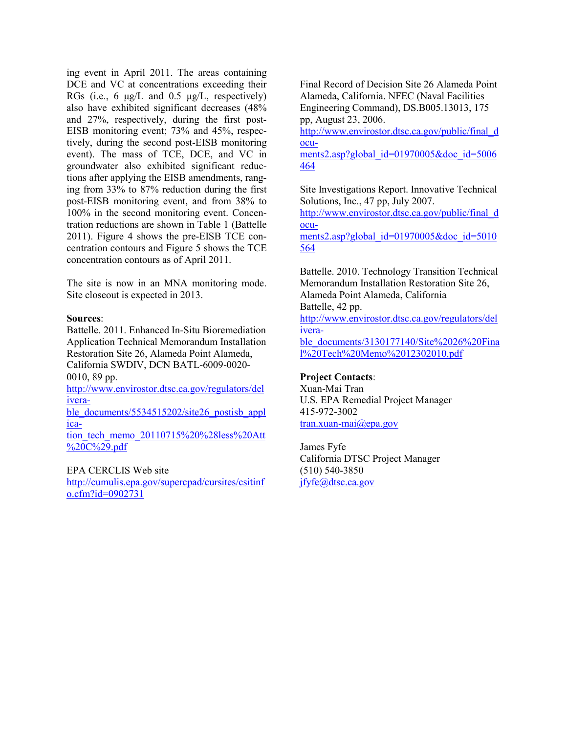ing event in April 2011. The areas containing DCE and VC at concentrations exceeding their RGs (i.e., 6 µg/L and 0.5 µg/L, respectively) also have exhibited significant decreases (48% and 27%, respectively, during the first post-EISB monitoring event; 73% and 45%, respectively, during the second post-EISB monitoring event). The mass of TCE, DCE, and VC in groundwater also exhibited significant reductions after applying the EISB amendments, ranging from 33% to 87% reduction during the first post-EISB monitoring event, and from 38% to 100% in the second monitoring event. Concentration reductions are shown in Table 1 (Battelle 2011). Figure 4 shows the pre-EISB TCE concentration contours and Figure 5 shows the TCE concentration contours as of April 2011.

The site is now in an MNA monitoring mode. Site closeout is expected in 2013.

**Sources**:

Battelle. 2011. Enhanced In-Situ Bioremediation Application Technical Memorandum Installation Restoration Site 26, Alameda Point Alameda, California SWDIV, DCN BATL-6009-0020-0010, 89 pp.
http://www.envirostor.dtsc.ca.gov/regulators/deliverable_documents/5534515202/site26_postisb_application_tech_memo_20110715%20%28less%20Att%20C%29.pdf

EPA CERCLIS Web site
http://cumulis.epa.gov/supercpad/cursites/csitinfo.cfm?id=0902731

Final Record of Decision Site 26 Alameda Point Alameda, California. NFEC (Naval Facilities Engineering Command), DS.B005.13013, 175 pp, August 23, 2006.
http://www.envirostor.dtsc.ca.gov/public/final_documents2.asp?global_id=01970005&doc_id=5006464

Site Investigations Report. Innovative Technical Solutions, Inc., 47 pp, July 2007.
http://www.envirostor.dtsc.ca.gov/public/final_documents2.asp?global_id=01970005&doc_id=5010564

Battelle. 2010. Technology Transition Technical Memorandum Installation Restoration Site 26, Alameda Point Alameda, California
Battelle, 42 pp.
http://www.envirostor.dtsc.ca.gov/regulators/deliverable_documents/3130177140/Site%2026%20Final%20Tech%20Memo%2012302010.pdf

**Project Contacts**:

Xuan-Mai Tran
U.S. EPA Remedial Project Manager
415-972-3002
tran.xuan-mai@epa.gov

James Fyfe
California DTSC Project Manager
(510) 540-3850
jfyfe@dtsc.ca.gov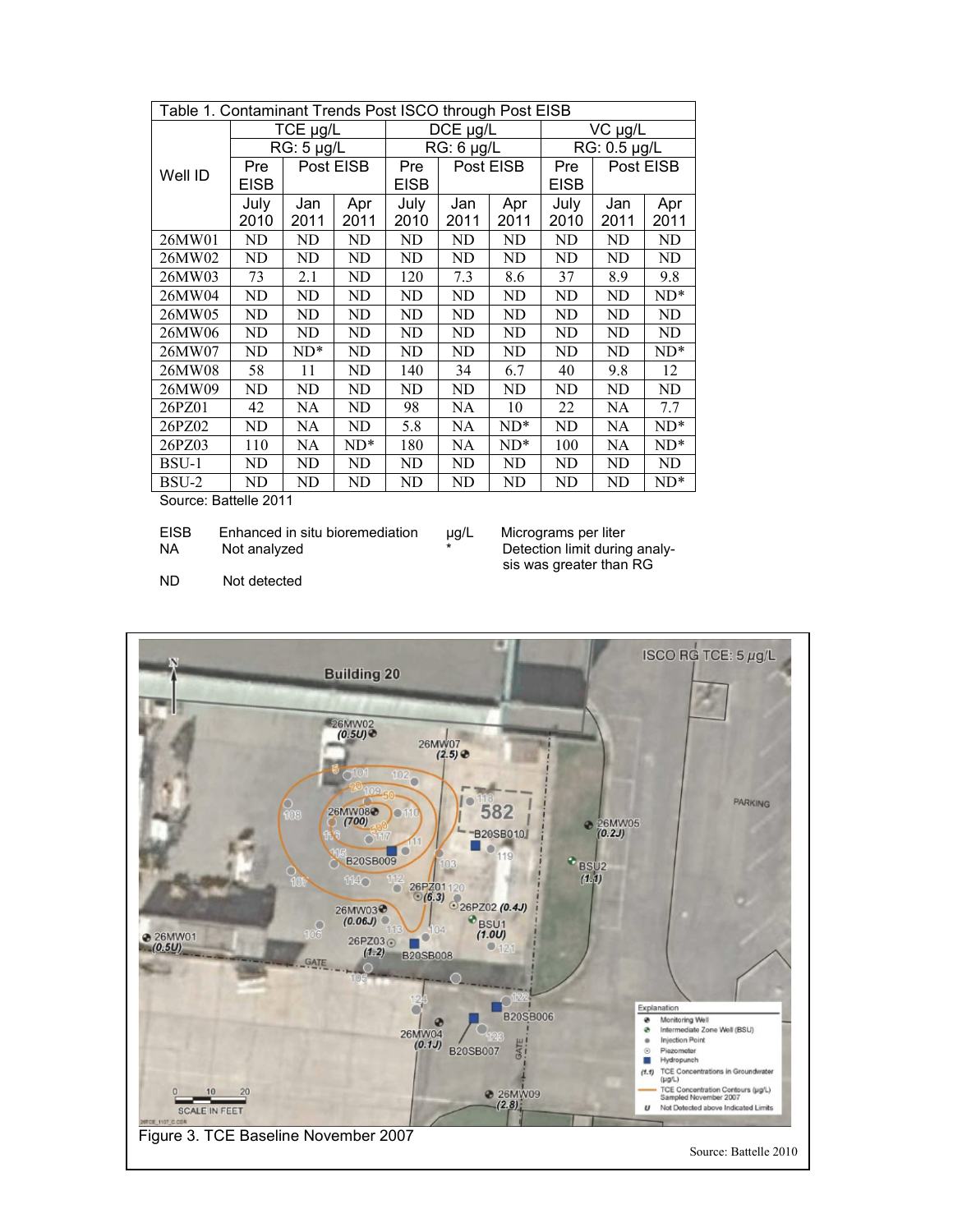| Table 1. Contaminant Trends Post ISCO through Post EISB | | | | | | | | | |
|---|---|---|---|---|---|---|---|---|---|
| Well ID | TCE µg/L | | | DCE µg/L | | | VC µg/L | | |
| | RG: 5 µg/L | | | RG: 6 µg/L | | | RG: 0.5 µg/L | | |
| | Pre EISB | Post EISB | | Pre EISB | Post EISB | | Pre EISB | Post EISB | |
| | July 2010 | Jan 2011 | Apr 2011 | July 2010 | Jan 2011 | Apr 2011 | July 2010 | Jan 2011 | Apr 2011 |
| 26MW01 | ND | ND | ND | ND | ND | ND | ND | ND | ND |
| 26MW02 | ND | ND | ND | ND | ND | ND | ND | ND | ND |
| 26MW03 | 73 | 2.1 | ND | 120 | 7.3 | 8.6 | 37 | 8.9 | 9.8 |
| 26MW04 | ND | ND | ND | ND | ND | ND | ND | ND | ND* |
| 26MW05 | ND | ND | ND | ND | ND | ND | ND | ND | ND |
| 26MW06 | ND | ND | ND | ND | ND | ND | ND | ND | ND |
| 26MW07 | ND | ND* | ND | ND | ND | ND | ND | ND | ND* |
| 26MW08 | 58 | 11 | ND | 140 | 34 | 6.7 | 40 | 9.8 | 12 |
| 26MW09 | ND | ND | ND | ND | ND | ND | ND | ND | ND |
| 26PZ01 | 42 | NA | ND | 98 | NA | 10 | 22 | NA | 7.7 |
| 26PZ02 | ND | NA | ND | 5.8 | NA | ND* | ND | NA | ND* |
| 26PZ03 | 110 | NA | ND* | 180 | NA | ND* | 100 | NA | ND* |
| BSU-1 | ND | ND | ND | ND | ND | ND | ND | ND | ND |
| BSU-2 | ND | ND | ND | ND | ND | ND | ND | ND | ND* |

Source: Battelle 2011

| | | | |
|---|---|---|---|
| EISB | Enhanced in situ bioremediation | µg/L | Micrograms per liter |
| NA | Not analyzed | * | Detection limit during analysis was greater than RG |
| ND | Not detected | | |

Figure 3. TCE Baseline November 2007

Source: Battelle 2010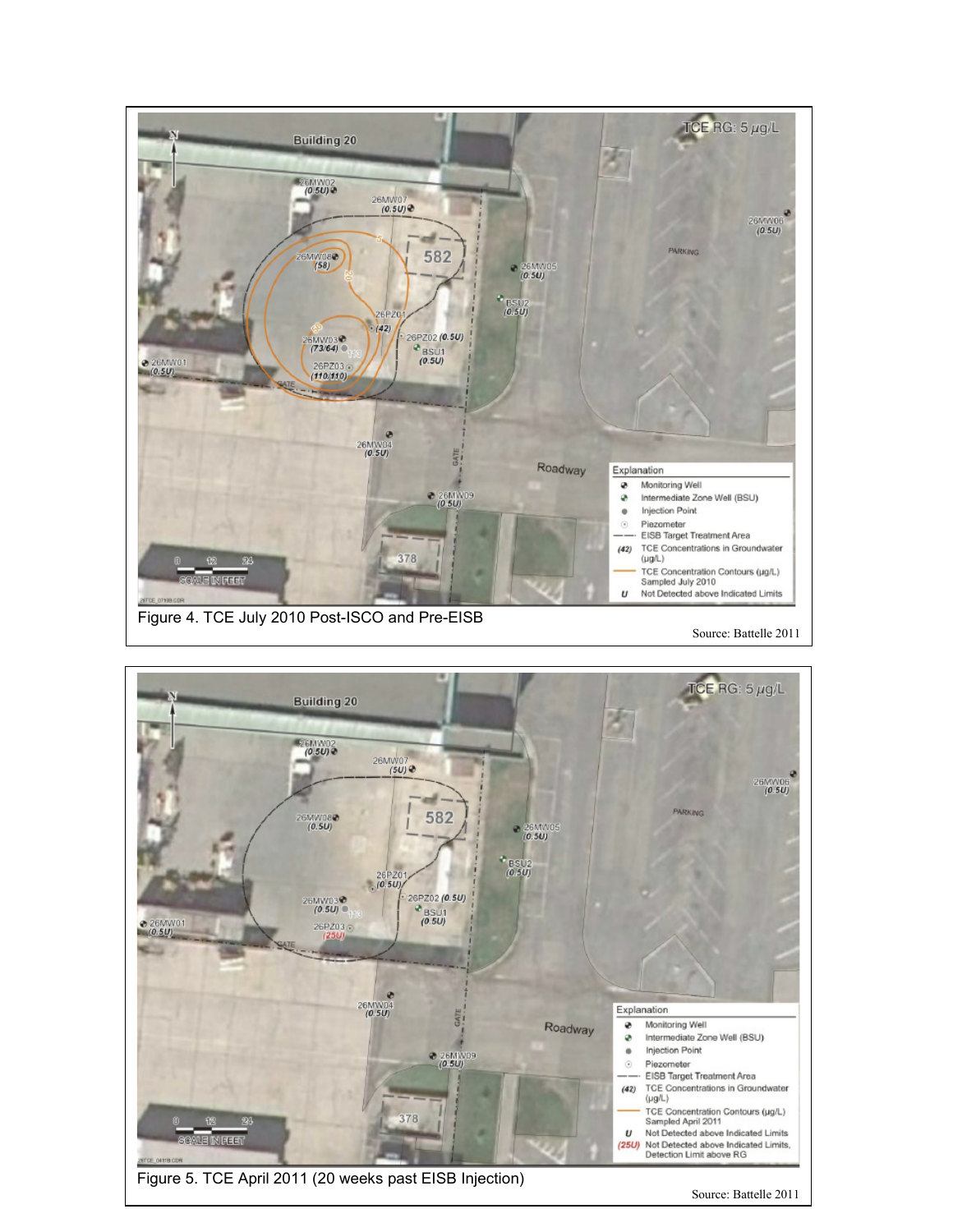TCE RG: 5 µg/L

Building 20

26MW02 (0.5U)

26MW07 (0.5U)

26MW08 (58)

582

26MW05 (0.5U)

BSU2 (0.5U)

26MW06 (0.5U)

PARKING

26PZ01 (42)

26MW03 (73/64)

26PZ02 (0.5U)

BSU1 (0.5U)

26MW01 (0.5U)

26PZ03 (110/110)

GATE

26MW04 (0.5U)

Roadway

26MW09 (0.5U)

378

0 12 24

SCALE IN FEET

Explanation

- Monitoring Well
- Intermediate Zone Well (BSU)
- Injection Point
- Piezometer
- EISB Target Treatment Area
- (42) TCE Concentrations in Groundwater (µg/L)
- TCE Concentration Contours (µg/L) Sampled July 2010
- U Not Detected above Indicated Limits

Figure 4. TCE July 2010 Post-ISCO and Pre-EISB

Source: Battelle 2011

TCE RG: 5 µg/L

Building 20

26MW02 (0.5U)

26MW07 (5U)

26MW08 (0.5U)

582

26MW05 (0.5U)

BSU2 (0.5U)

26MW06 (0.5U)

PARKING

26PZ01 (0.5U)

26MW03 (0.5U)

26PZ02 (0.5U)

BSU1 (0.5U)

26MW01 (0.5U)

26PZ03 (25U)

GATE

26MW04 (0.5U)

Roadway

26MW09 (0.5U)

378

0 12 24

SCALE IN FEET

Explanation

- Monitoring Well
- Intermediate Zone Well (BSU)
- Injection Point
- Piezometer
- EISB Target Treatment Area
- (42) TCE Concentrations in Groundwater (µg/L)
- TCE Concentration Contours (µg/L) Sampled April 2011
- U Not Detected above Indicated Limits
- (25U) Not Detected above Indicated Limits, Detection Limit above RG

Figure 5. TCE April 2011 (20 weeks past EISB Injection)

Source: Battelle 2011